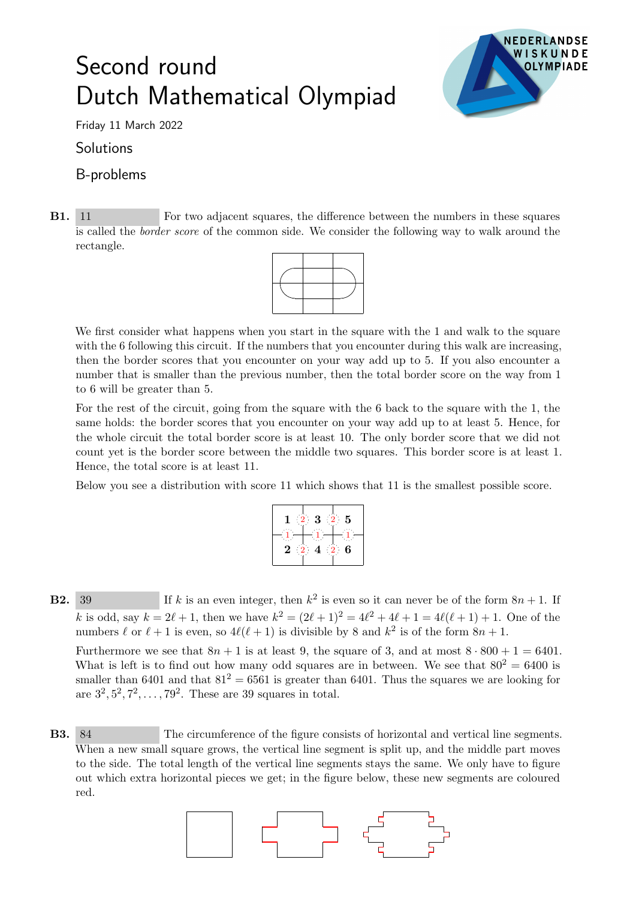# Second round Dutch Mathematical Olympiad

Friday 11 March 2022

## Solutions

### B-problems

**B1.** 11 For two adjacent squares, the difference between the numbers in these squares is called the *border score* of the common side. We consider the following way to walk around the rectangle.

We first consider what happens when you start in the square with the 1 and walk to the square with the 6 following this circuit. If the numbers that you encounter during this walk are increasing, then the border scores that you encounter on your way add up to 5. If you also encounter a number that is smaller than the previous number, then the total border score on the way from 1 to 6 will be greater than 5.

For the rest of the circuit, going from the square with the 6 back to the square with the 1, the same holds: the border scores that you encounter on your way add up to at least 5. Hence, for the whole circuit the total border score is at least 10. The only border score that we did not count yet is the border score between the middle two squares. This border score is at least 1. Hence, the total score is at least 11.

Below you see a distribution with score 11 which shows that 11 is the smallest possible score.

| **1** | **3** | **5** |
|---|---|---|
| **2** | **4** | **6** |

**B2.** 39 If $k$ is an even integer, then $k^2$ is even so it can never be of the form $8n+1$. If $k$ is odd, say $k = 2\ell + 1$, then we have $k^2 = (2\ell+1)^2 = 4\ell^2 + 4\ell + 1 = 4\ell(\ell+1) + 1$. One of the numbers $\ell$ or $\ell + 1$ is even, so $4\ell(\ell+1)$ is divisible by 8 and $k^2$ is of the form $8n+1$.

Furthermore we see that $8n+1$ is at least 9, the square of 3, and at most $8 \cdot 800 + 1 = 6401$. What is left is to find out how many odd squares are in between. We see that $80^2 = 6400$ is smaller than 6401 and that $81^2 = 6561$ is greater than 6401. Thus the squares we are looking for are $3^2, 5^2, 7^2, \ldots, 79^2$. These are 39 squares in total.

**B3.** 84 The circumference of the figure consists of horizontal and vertical line segments. When a new small square grows, the vertical line segment is split up, and the middle part moves to the side. The total length of the vertical line segments stays the same. We only have to figure out which extra horizontal pieces we get; in the figure below, these new segments are coloured red.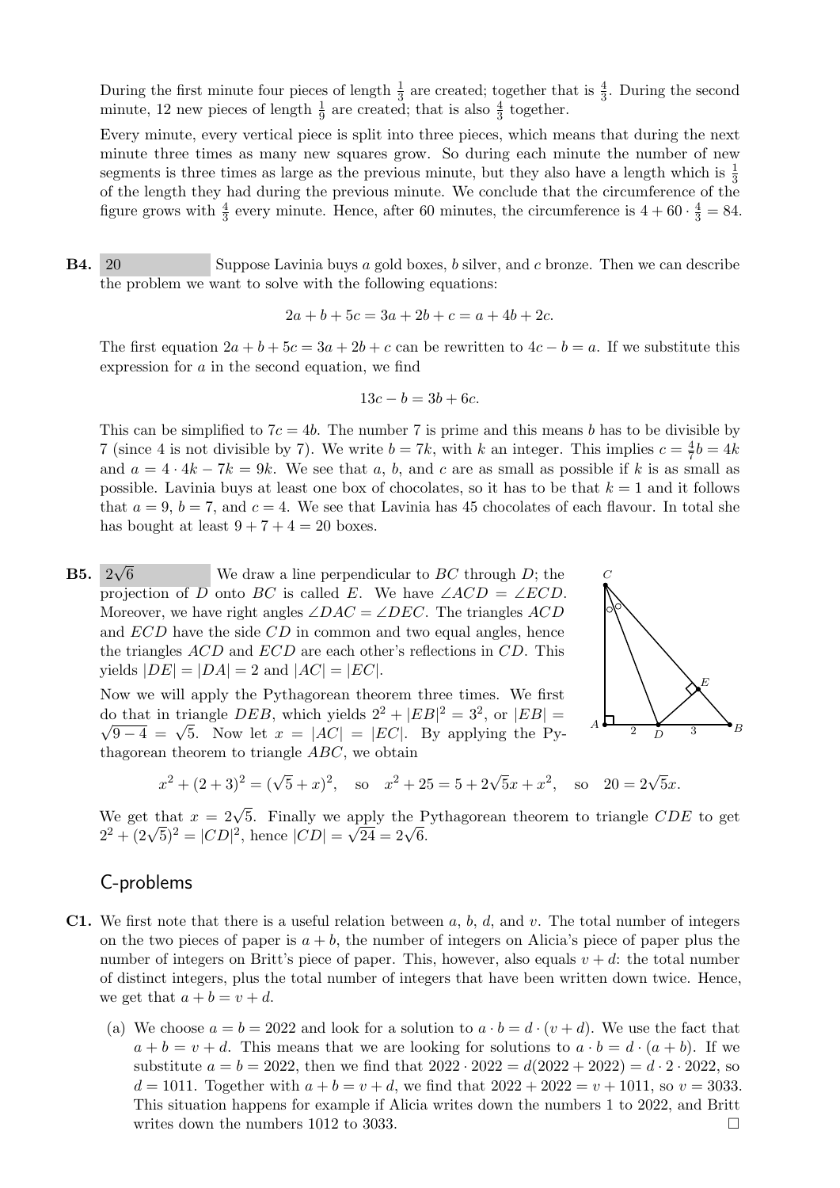During the first minute four pieces of length $\frac{1}{3}$ are created; together that is $\frac{4}{3}$. During the second minute, 12 new pieces of length $\frac{1}{9}$ are created; that is also $\frac{4}{3}$ together.

Every minute, every vertical piece is split into three pieces, which means that during the next minute three times as many new squares grow. So during each minute the number of new segments is three times as large as the previous minute, but they also have a length which is $\frac{1}{3}$ of the length they had during the previous minute. We conclude that the circumference of the figure grows with $\frac{4}{3}$ every minute. Hence, after 60 minutes, the circumference is $4 + 60 \cdot \frac{4}{3} = 84$.

**B4.** 20 Suppose Lavinia buys $a$ gold boxes, $b$ silver, and $c$ bronze. Then we can describe the problem we want to solve with the following equations:

$$2a + b + 5c = 3a + 2b + c = a + 4b + 2c.$$

The first equation $2a + b + 5c = 3a + 2b + c$ can be rewritten to $4c - b = a$. If we substitute this expression for $a$ in the second equation, we find

$$13c - b = 3b + 6c.$$

This can be simplified to $7c = 4b$. The number 7 is prime and this means $b$ has to be divisible by 7 (since 4 is not divisible by 7). We write $b = 7k$, with $k$ an integer. This implies $c = \frac{4}{7}b = 4k$ and $a = 4 \cdot 4k - 7k = 9k$. We see that $a$, $b$, and $c$ are as small as possible if $k$ is as small as possible. Lavinia buys at least one box of chocolates, so it has to be that $k = 1$ and it follows that $a = 9$, $b = 7$, and $c = 4$. We see that Lavinia has 45 chocolates of each flavour. In total she has bought at least $9 + 7 + 4 = 20$ boxes.

**B5.** $2\sqrt{6}$ We draw a line perpendicular to $BC$ through $D$; the projection of $D$ onto $BC$ is called $E$. We have $\angle ACD = \angle ECD$. Moreover, we have right angles $\angle DAC = \angle DEC$. The triangles $ACD$ and $ECD$ have the side $CD$ in common and two equal angles, hence the triangles $ACD$ and $ECD$ are each other's reflections in $CD$. This yields $|DE| = |DA| = 2$ and $|AC| = |EC|$.

Now we will apply the Pythagorean theorem three times. We first do that in triangle $DEB$, which yields $2^2 + |EB|^2 = 3^2$, or $|EB| = \sqrt{9-4} = \sqrt{5}$. Now let $x = |AC| = |EC|$. By applying the Pythagorean theorem to triangle $ABC$, we obtain

$$x^2 + (2+3)^2 = (\sqrt{5} + x)^2, \quad \text{so} \quad x^2 + 25 = 5 + 2\sqrt{5}x + x^2, \quad \text{so} \quad 20 = 2\sqrt{5}x.$$

We get that $x = 2\sqrt{5}$. Finally we apply the Pythagorean theorem to triangle $CDE$ to get $2^2 + (2\sqrt{5})^2 = |CD|^2$, hence $|CD| = \sqrt{24} = 2\sqrt{6}$.

## C-problems

**C1.** We first note that there is a useful relation between $a$, $b$, $d$, and $v$. The total number of integers on the two pieces of paper is $a + b$, the number of integers on Alicia's piece of paper plus the number of integers on Britt's piece of paper. This, however, also equals $v + d$: the total number of distinct integers, plus the total number of integers that have been written down twice. Hence, we get that $a + b = v + d$.

(a) We choose $a = b = 2022$ and look for a solution to $a \cdot b = d \cdot (v + d)$. We use the fact that $a + b = v + d$. This means that we are looking for solutions to $a \cdot b = d \cdot (a + b)$. If we substitute $a = b = 2022$, then we find that $2022 \cdot 2022 = d(2022 + 2022) = d \cdot 2 \cdot 2022$, so $d = 1011$. Together with $a + b = v + d$, we find that $2022 + 2022 = v + 1011$, so $v = 3033$. This situation happens for example if Alicia writes down the numbers 1 to 2022, and Britt writes down the numbers 1012 to 3033. □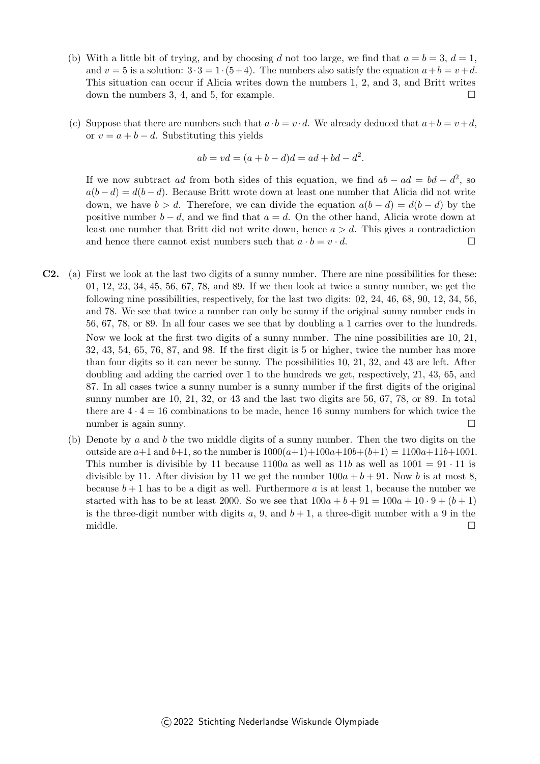(b) With a little bit of trying, and by choosing $d$ not too large, we find that $a = b = 3$, $d = 1$, and $v = 5$ is a solution: $3 \cdot 3 = 1 \cdot (5 + 4)$. The numbers also satisfy the equation $a + b = v + d$. This situation can occur if Alicia writes down the numbers 1, 2, and 3, and Britt writes down the numbers 3, 4, and 5, for example. □

(c) Suppose that there are numbers such that $a \cdot b = v \cdot d$. We already deduced that $a + b = v + d$, or $v = a + b - d$. Substituting this yields

$$ab = vd = (a + b - d)d = ad + bd - d^2.$$

If we now subtract $ad$ from both sides of this equation, we find $ab - ad = bd - d^2$, so $a(b - d) = d(b - d)$. Because Britt wrote down at least one number that Alicia did not write down, we have $b > d$. Therefore, we can divide the equation $a(b - d) = d(b - d)$ by the positive number $b - d$, and we find that $a = d$. On the other hand, Alicia wrote down at least one number that Britt did not write down, hence $a > d$. This gives a contradiction and hence there cannot exist numbers such that $a \cdot b = v \cdot d$. □

**C2.** (a) First we look at the last two digits of a sunny number. There are nine possibilities for these: 01, 12, 23, 34, 45, 56, 67, 78, and 89. If we then look at twice a sunny number, we get the following nine possibilities, respectively, for the last two digits: 02, 24, 46, 68, 90, 12, 34, 56, and 78. We see that twice a number can only be sunny if the original sunny number ends in 56, 67, 78, or 89. In all four cases we see that by doubling a 1 carries over to the hundreds.

Now we look at the first two digits of a sunny number. The nine possibilities are 10, 21, 32, 43, 54, 65, 76, 87, and 98. If the first digit is 5 or higher, twice the number has more than four digits so it can never be sunny. The possibilities 10, 21, 32, and 43 are left. After doubling and adding the carried over 1 to the hundreds we get, respectively, 21, 43, 65, and 87. In all cases twice a sunny number is a sunny number if the first digits of the original sunny number are 10, 21, 32, or 43 and the last two digits are 56, 67, 78, or 89. In total there are $4 \cdot 4 = 16$ combinations to be made, hence 16 sunny numbers for which twice the number is again sunny. □

(b) Denote by $a$ and $b$ the two middle digits of a sunny number. Then the two digits on the outside are $a+1$ and $b+1$, so the number is $1000(a+1)+100a+10b+(b+1) = 1100a+11b+1001$. This number is divisible by 11 because $1100a$ as well as $11b$ as well as $1001 = 91 \cdot 11$ is divisible by 11. After division by 11 we get the number $100a + b + 91$. Now $b$ is at most 8, because $b + 1$ has to be a digit as well. Furthermore $a$ is at least 1, because the number we started with has to be at least 2000. So we see that $100a + b + 91 = 100a + 10 \cdot 9 + (b + 1)$ is the three-digit number with digits $a$, 9, and $b + 1$, a three-digit number with a 9 in the middle. □